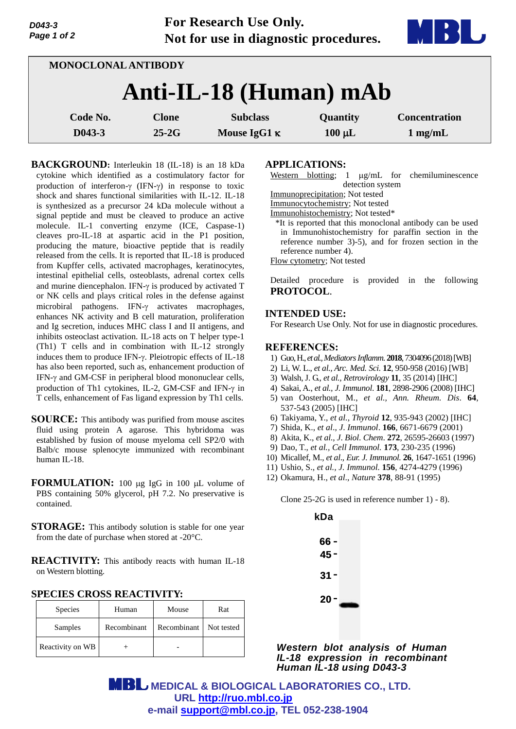For Research Use Only.
Not for use in diagnostic procedures.

MONOCLONAL ANTIBODY

# Anti-IL-18 (Human) mAb

| Code No. | Clone | Subclass | Quantity | Concentration |
|---|---|---|---|---|
| D043-3 | 25-2G | Mouse IgG1 κ | 100 µL | 1 mg/mL |

**BACKGROUND:** Interleukin 18 (IL-18) is an 18 kDa cytokine which identified as a costimulatory factor for production of interferon-γ (IFN-γ) in response to toxic shock and shares functional similarities with IL-12. IL-18 is synthesized as a precursor 24 kDa molecule without a signal peptide and must be cleaved to produce an active molecule. IL-1 converting enzyme (ICE, Caspase-1) cleaves pro-IL-18 at aspartic acid in the P1 position, producing the mature, bioactive peptide that is readily released from the cells. It is reported that IL-18 is produced from Kupffer cells, activated macrophages, keratinocytes, intestinal epithelial cells, osteoblasts, adrenal cortex cells and murine diencephalon. IFN-γ is produced by activated T or NK cells and plays critical roles in the defense against microbiral pathogens. IFN-γ activates macrophages, enhances NK activity and B cell maturation, proliferation and Ig secretion, induces MHC class I and II antigens, and inhibits osteoclast activation. IL-18 acts on T helper type-1 (Th1) T cells and in combination with IL-12 strongly induces them to produce IFN-γ. Pleiotropic effects of IL-18 has also been reported, such as, enhancement production of IFN-γ and GM-CSF in peripheral blood mononuclear cells, production of Th1 cytokines, IL-2, GM-CSF and IFN-γ in T cells, enhancement of Fas ligand expression by Th1 cells.

**SOURCE:** This antibody was purified from mouse ascites fluid using protein A agarose. This hybridoma was established by fusion of mouse myeloma cell SP2/0 with Balb/c mouse splenocyte immunized with recombinant human IL-18.

**FORMULATION:** 100 µg IgG in 100 µL volume of PBS containing 50% glycerol, pH 7.2. No preservative is contained.

**STORAGE:** This antibody solution is stable for one year from the date of purchase when stored at -20°C.

**REACTIVITY:** This antibody reacts with human IL-18 on Western blotting.

**SPECIES CROSS REACTIVITY:**

| Species | Human | Mouse | Rat |
|---|---|---|---|
| Samples | Recombinant | Recombinant | Not tested |
| Reactivity on WB | + | - | |

**APPLICATIONS:**

Western blotting; 1 µg/mL for chemiluminescence detection system
Immunoprecipitation; Not tested
Immunocytochemistry; Not tested
Immunohistochemistry; Not tested*
*It is reported that this monoclonal antibody can be used in Immunohistochemistry for paraffin section in the reference number 3)-5), and for frozen section in the reference number 4).
Flow cytometry; Not tested

Detailed procedure is provided in the following **PROTOCOL**.

**INTENDED USE:**

For Research Use Only. Not for use in diagnostic procedures.

**REFERENCES:**

1) Guo, H., *et al., Mediators Inflamm.* **2018**, 7304096 (2018) [WB]
2) Li, W. L., *et al., Arc. Med. Sci.* **12**, 950-958 (2016) [WB]
3) Walsh, J. G., *et al., Retrovirology* **11**, 35 (2014) [IHC]
4) Sakai, A., *et al., J. Immunol.* **181**, 2898-2906 (2008) [IHC]
5) van Oosterhout, M., *et al., Ann. Rheum. Dis*. **64**, 537-543 (2005) [IHC]
6) Takiyama, Y., *et al., Thyroid* **12**, 935-943 (2002) [IHC]
7) Shida, K., *et al*., *J. Immunol*. **166**, 6671-6679 (2001)
8) Akita, K., *et al., J. Biol. Chem*. **272**, 26595-26603 (1997)
9) Dao, T., *et al., Cell Immunol.* **173**, 230-235 (1996)
10) Micallef, M., *et al., Eur. J. Immunol.* **26**, 1647-1651 (1996)
11) Ushio, S., *et al., J. Immunol.* **156**, 4274-4279 (1996)
12) Okamura, H., *et al*., *Nature* **378**, 88-91 (1995)

Clone 25-2G is used in reference number 1) - 8).

kDa
66 -
45 -
31 -
20 -

***Western blot analysis of Human IL-18 expression in recombinant Human IL-18 using D043-3***

MBL MEDICAL & BIOLOGICAL LABORATORIES CO., LTD.
URL http://ruo.mbl.co.jp
e-mail support@mbl.co.jp, TEL 052-238-1904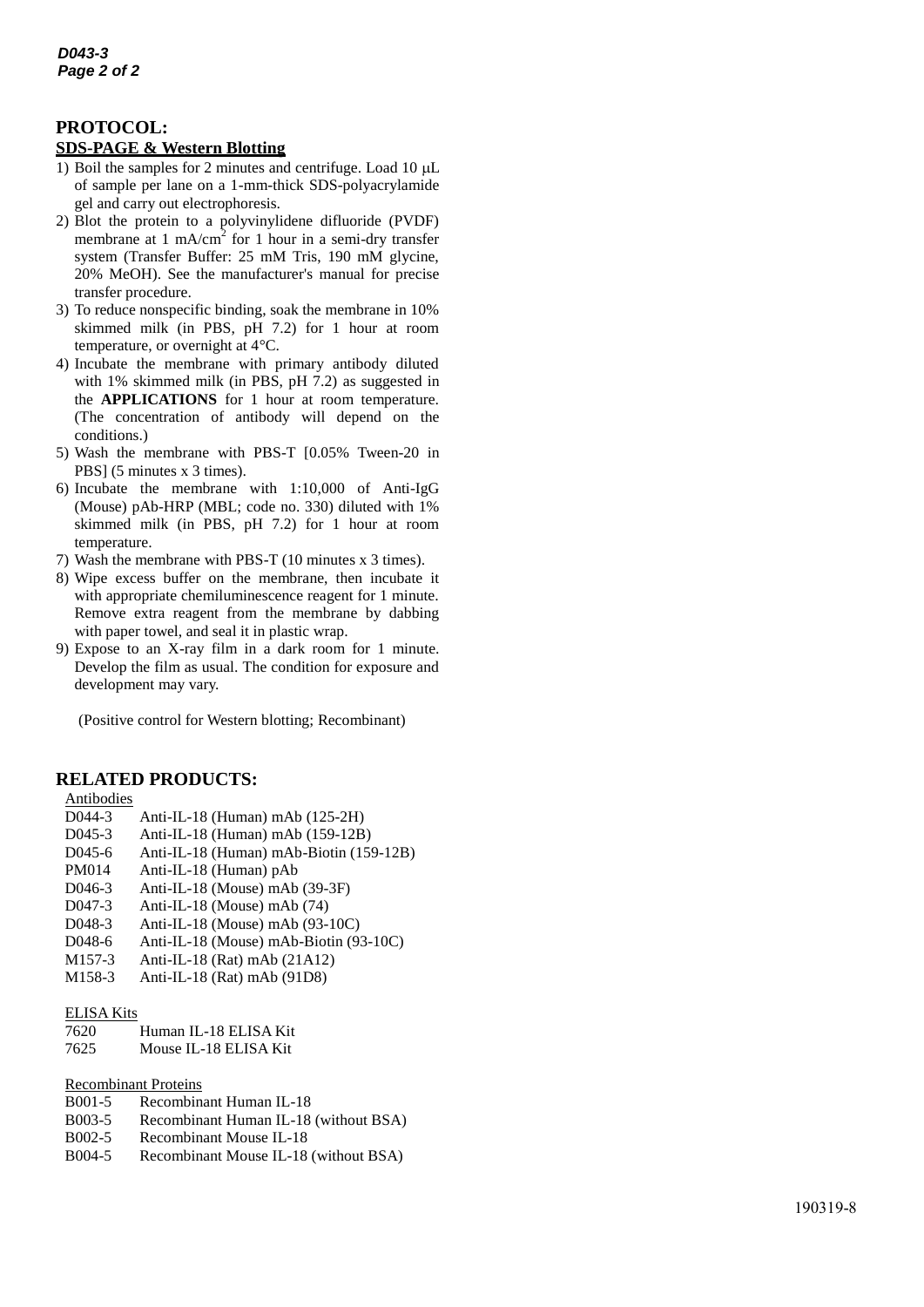## PROTOCOL:

### SDS-PAGE & Western Blotting

1) Boil the samples for 2 minutes and centrifuge. Load 10 μL of sample per lane on a 1-mm-thick SDS-polyacrylamide gel and carry out electrophoresis.
2) Blot the protein to a polyvinylidene difluoride (PVDF) membrane at 1 mA/$cm^2$ for 1 hour in a semi-dry transfer system (Transfer Buffer: 25 mM Tris, 190 mM glycine, 20% MeOH). See the manufacturer's manual for precise transfer procedure.
3) To reduce nonspecific binding, soak the membrane in 10% skimmed milk (in PBS, pH 7.2) for 1 hour at room temperature, or overnight at 4°C.
4) Incubate the membrane with primary antibody diluted with 1% skimmed milk (in PBS, pH 7.2) as suggested in the **APPLICATIONS** for 1 hour at room temperature. (The concentration of antibody will depend on the conditions.)
5) Wash the membrane with PBS-T [0.05% Tween-20 in PBS] (5 minutes x 3 times).
6) Incubate the membrane with 1:10,000 of Anti-IgG (Mouse) pAb-HRP (MBL; code no. 330) diluted with 1% skimmed milk (in PBS, pH 7.2) for 1 hour at room temperature.
7) Wash the membrane with PBS-T (10 minutes x 3 times).
8) Wipe excess buffer on the membrane, then incubate it with appropriate chemiluminescence reagent for 1 minute. Remove extra reagent from the membrane by dabbing with paper towel, and seal it in plastic wrap.
9) Expose to an X-ray film in a dark room for 1 minute. Develop the film as usual. The condition for exposure and development may vary.

(Positive control for Western blotting; Recombinant)

## RELATED PRODUCTS:

Antibodies

| | |
|---|---|
| D044-3 | Anti-IL-18 (Human) mAb (125-2H) |
| D045-3 | Anti-IL-18 (Human) mAb (159-12B) |
| D045-6 | Anti-IL-18 (Human) mAb-Biotin (159-12B) |
| PM014 | Anti-IL-18 (Human) pAb |
| D046-3 | Anti-IL-18 (Mouse) mAb (39-3F) |
| D047-3 | Anti-IL-18 (Mouse) mAb (74) |
| D048-3 | Anti-IL-18 (Mouse) mAb (93-10C) |
| D048-6 | Anti-IL-18 (Mouse) mAb-Biotin (93-10C) |
| M157-3 | Anti-IL-18 (Rat) mAb (21A12) |
| M158-3 | Anti-IL-18 (Rat) mAb (91D8) |

ELISA Kits

| | |
|---|---|
| 7620 | Human IL-18 ELISA Kit |
| 7625 | Mouse IL-18 ELISA Kit |

Recombinant Proteins

| | |
|---|---|
| B001-5 | Recombinant Human IL-18 |
| B003-5 | Recombinant Human IL-18 (without BSA) |
| B002-5 | Recombinant Mouse IL-18 |
| B004-5 | Recombinant Mouse IL-18 (without BSA) |

190319-8